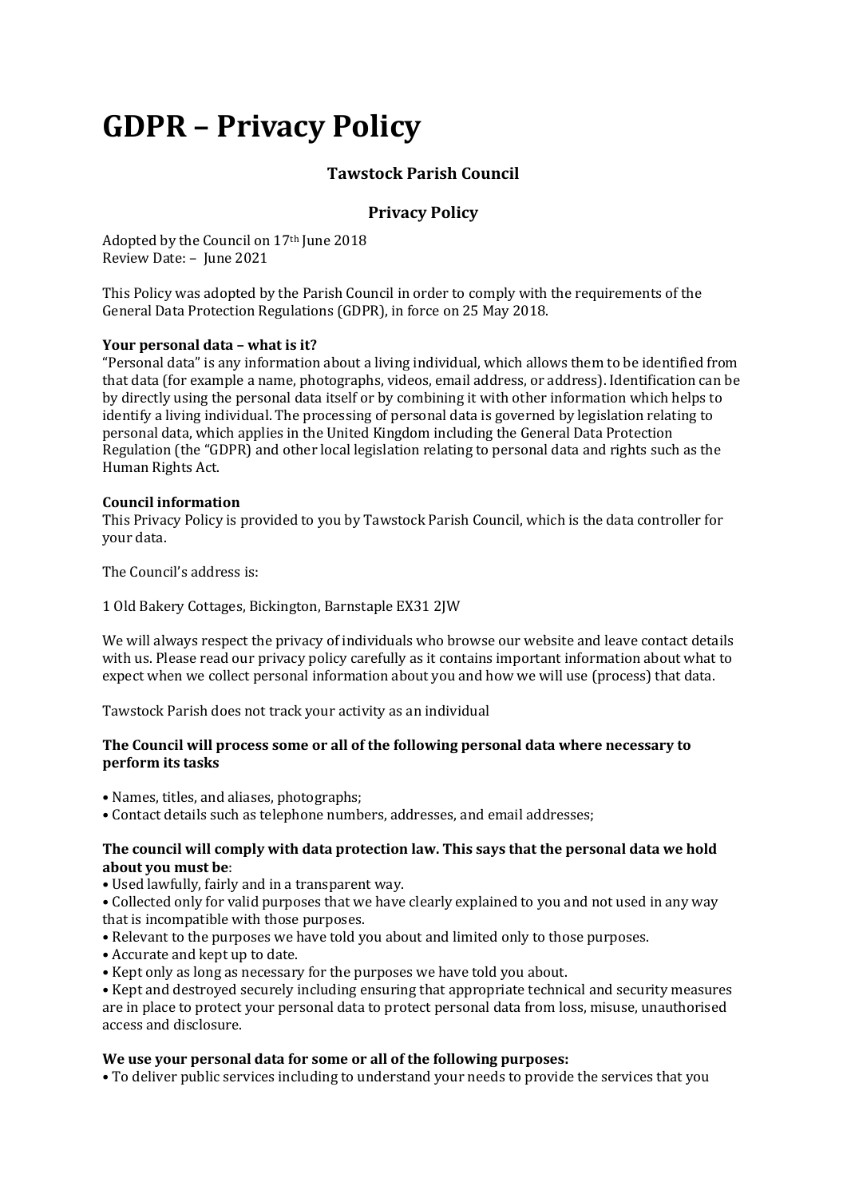# GDPR – Privacy Policy

## Tawstock Parish Council

## Privacy Policy

Adopted by the Council on 17th June 2018
Review Date: – June 2021

This Policy was adopted by the Parish Council in order to comply with the requirements of the General Data Protection Regulations (GDPR), in force on 25 May 2018.

**Your personal data – what is it?**
"Personal data" is any information about a living individual, which allows them to be identified from that data (for example a name, photographs, videos, email address, or address). Identification can be by directly using the personal data itself or by combining it with other information which helps to identify a living individual. The processing of personal data is governed by legislation relating to personal data, which applies in the United Kingdom including the General Data Protection Regulation (the "GDPR) and other local legislation relating to personal data and rights such as the Human Rights Act.

**Council information**
This Privacy Policy is provided to you by Tawstock Parish Council, which is the data controller for your data.

The Council's address is:

1 Old Bakery Cottages, Bickington, Barnstaple EX31 2JW

We will always respect the privacy of individuals who browse our website and leave contact details with us. Please read our privacy policy carefully as it contains important information about what to expect when we collect personal information about you and how we will use (process) that data.

Tawstock Parish does not track your activity as an individual

**The Council will process some or all of the following personal data where necessary to perform its tasks**

- Names, titles, and aliases, photographs;
- Contact details such as telephone numbers, addresses, and email addresses;

**The council will comply with data protection law. This says that the personal data we hold about you must be**:

- Used lawfully, fairly and in a transparent way.
- Collected only for valid purposes that we have clearly explained to you and not used in any way that is incompatible with those purposes.
- Relevant to the purposes we have told you about and limited only to those purposes.
- Accurate and kept up to date.
- Kept only as long as necessary for the purposes we have told you about.
- Kept and destroyed securely including ensuring that appropriate technical and security measures are in place to protect your personal data to protect personal data from loss, misuse, unauthorised access and disclosure.

**We use your personal data for some or all of the following purposes:**

- To deliver public services including to understand your needs to provide the services that you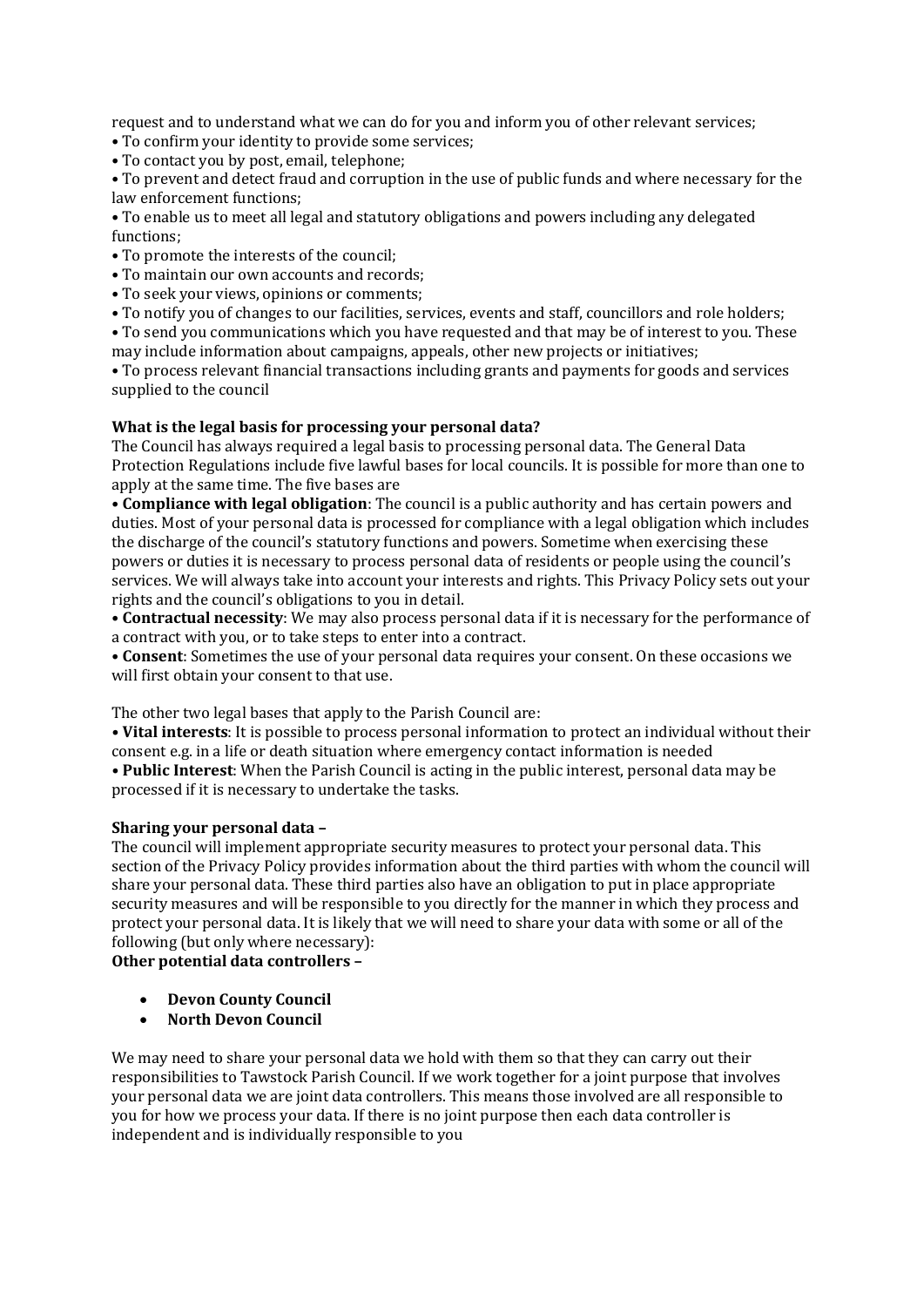request and to understand what we can do for you and inform you of other relevant services;

• To confirm your identity to provide some services;

• To contact you by post, email, telephone;

• To prevent and detect fraud and corruption in the use of public funds and where necessary for the law enforcement functions;

• To enable us to meet all legal and statutory obligations and powers including any delegated functions;

• To promote the interests of the council;

• To maintain our own accounts and records;

• To seek your views, opinions or comments;

• To notify you of changes to our facilities, services, events and staff, councillors and role holders;

• To send you communications which you have requested and that may be of interest to you. These may include information about campaigns, appeals, other new projects or initiatives;

• To process relevant financial transactions including grants and payments for goods and services supplied to the council

**What is the legal basis for processing your personal data?**

The Council has always required a legal basis to processing personal data. The General Data Protection Regulations include five lawful bases for local councils. It is possible for more than one to apply at the same time. The five bases are

• **Compliance with legal obligation**: The council is a public authority and has certain powers and duties. Most of your personal data is processed for compliance with a legal obligation which includes the discharge of the council's statutory functions and powers. Sometime when exercising these powers or duties it is necessary to process personal data of residents or people using the council's services. We will always take into account your interests and rights. This Privacy Policy sets out your rights and the council's obligations to you in detail.

• **Contractual necessity**: We may also process personal data if it is necessary for the performance of a contract with you, or to take steps to enter into a contract.

• **Consent**: Sometimes the use of your personal data requires your consent. On these occasions we will first obtain your consent to that use.

The other two legal bases that apply to the Parish Council are:

• **Vital interests**: It is possible to process personal information to protect an individual without their consent e.g. in a life or death situation where emergency contact information is needed

• **Public Interest**: When the Parish Council is acting in the public interest, personal data may be processed if it is necessary to undertake the tasks.

**Sharing your personal data –**

The council will implement appropriate security measures to protect your personal data. This section of the Privacy Policy provides information about the third parties with whom the council will share your personal data. These third parties also have an obligation to put in place appropriate security measures and will be responsible to you directly for the manner in which they process and protect your personal data. It is likely that we will need to share your data with some or all of the following (but only where necessary):

**Other potential data controllers –**

- **Devon County Council**
- **North Devon Council**

We may need to share your personal data we hold with them so that they can carry out their responsibilities to Tawstock Parish Council. If we work together for a joint purpose that involves your personal data we are joint data controllers. This means those involved are all responsible to you for how we process your data. If there is no joint purpose then each data controller is independent and is individually responsible to you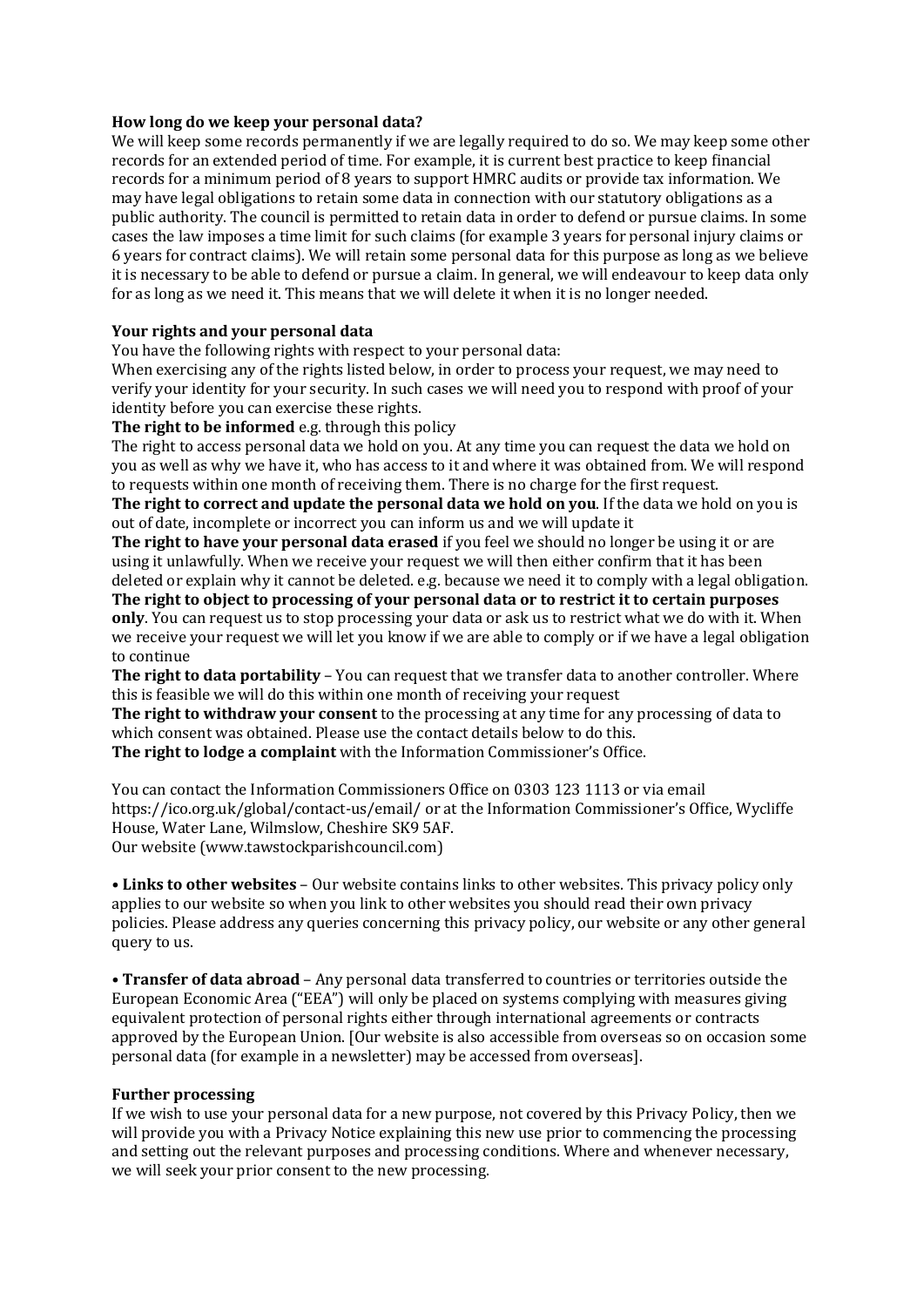**How long do we keep your personal data?**

We will keep some records permanently if we are legally required to do so. We may keep some other records for an extended period of time. For example, it is current best practice to keep financial records for a minimum period of 8 years to support HMRC audits or provide tax information. We may have legal obligations to retain some data in connection with our statutory obligations as a public authority. The council is permitted to retain data in order to defend or pursue claims. In some cases the law imposes a time limit for such claims (for example 3 years for personal injury claims or 6 years for contract claims). We will retain some personal data for this purpose as long as we believe it is necessary to be able to defend or pursue a claim. In general, we will endeavour to keep data only for as long as we need it. This means that we will delete it when it is no longer needed.

**Your rights and your personal data**

You have the following rights with respect to your personal data:

When exercising any of the rights listed below, in order to process your request, we may need to verify your identity for your security. In such cases we will need you to respond with proof of your identity before you can exercise these rights.

**The right to be informed** e.g. through this policy

The right to access personal data we hold on you. At any time you can request the data we hold on you as well as why we have it, who has access to it and where it was obtained from. We will respond to requests within one month of receiving them. There is no charge for the first request.

**The right to correct and update the personal data we hold on you**. If the data we hold on you is out of date, incomplete or incorrect you can inform us and we will update it

**The right to have your personal data erased** if you feel we should no longer be using it or are using it unlawfully. When we receive your request we will then either confirm that it has been deleted or explain why it cannot be deleted. e.g. because we need it to comply with a legal obligation.

**The right to object to processing of your personal data or to restrict it to certain purposes only**. You can request us to stop processing your data or ask us to restrict what we do with it. When we receive your request we will let you know if we are able to comply or if we have a legal obligation to continue

**The right to data portability** – You can request that we transfer data to another controller. Where this is feasible we will do this within one month of receiving your request

**The right to withdraw your consent** to the processing at any time for any processing of data to which consent was obtained. Please use the contact details below to do this.

**The right to lodge a complaint** with the Information Commissioner's Office.

You can contact the Information Commissioners Office on 0303 123 1113 or via email https://ico.org.uk/global/contact-us/email/ or at the Information Commissioner's Office, Wycliffe House, Water Lane, Wilmslow, Cheshire SK9 5AF.
Our website (www.tawstockparishcouncil.com)

• **Links to other websites** – Our website contains links to other websites. This privacy policy only applies to our website so when you link to other websites you should read their own privacy policies. Please address any queries concerning this privacy policy, our website or any other general query to us.

• **Transfer of data abroad** – Any personal data transferred to countries or territories outside the European Economic Area ("EEA") will only be placed on systems complying with measures giving equivalent protection of personal rights either through international agreements or contracts approved by the European Union. [Our website is also accessible from overseas so on occasion some personal data (for example in a newsletter) may be accessed from overseas].

**Further processing**

If we wish to use your personal data for a new purpose, not covered by this Privacy Policy, then we will provide you with a Privacy Notice explaining this new use prior to commencing the processing and setting out the relevant purposes and processing conditions. Where and whenever necessary, we will seek your prior consent to the new processing.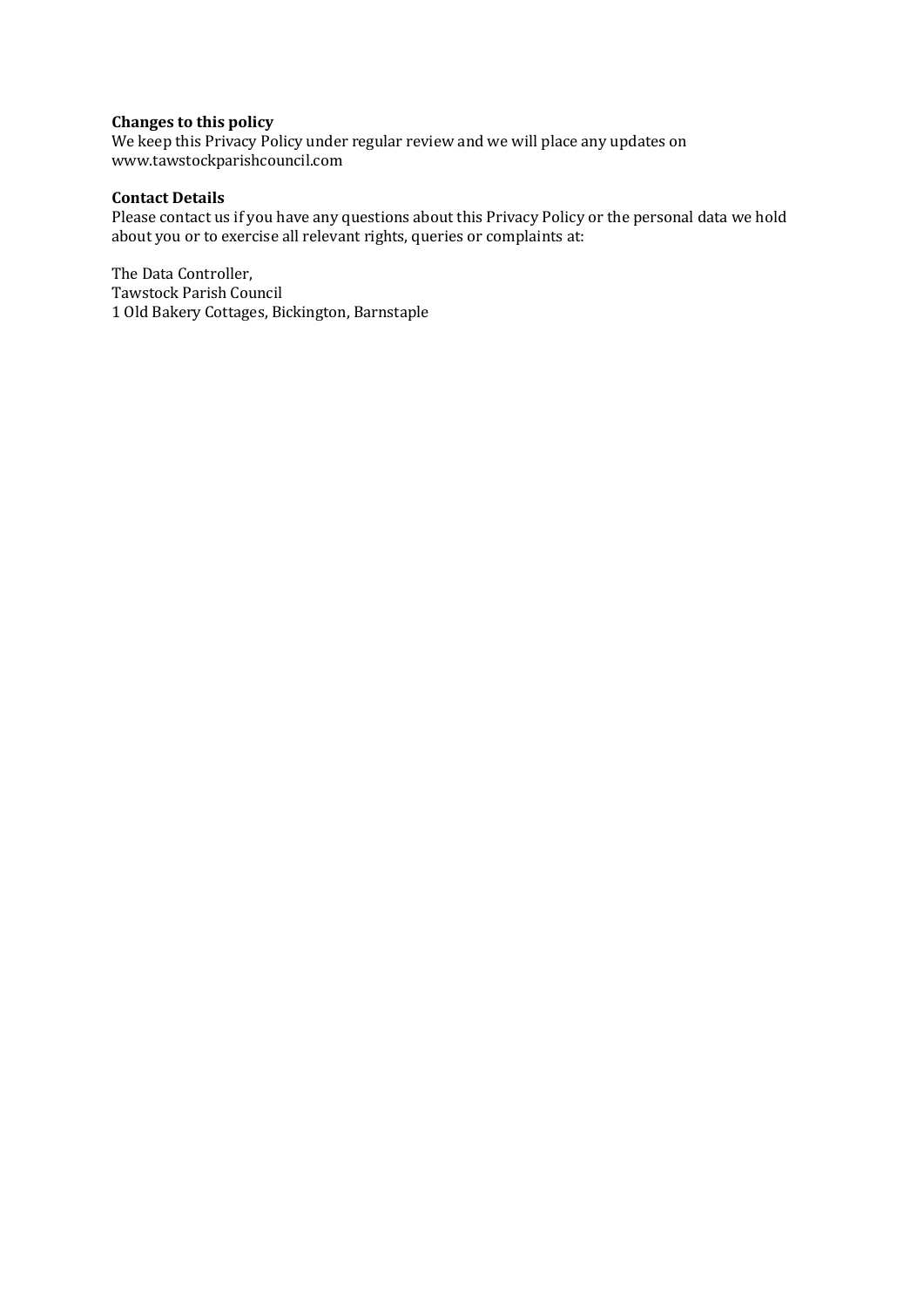**Changes to this policy**

We keep this Privacy Policy under regular review and we will place any updates on www.tawstockparishcouncil.com

**Contact Details**

Please contact us if you have any questions about this Privacy Policy or the personal data we hold about you or to exercise all relevant rights, queries or complaints at:

The Data Controller,
Tawstock Parish Council
1 Old Bakery Cottages, Bickington, Barnstaple